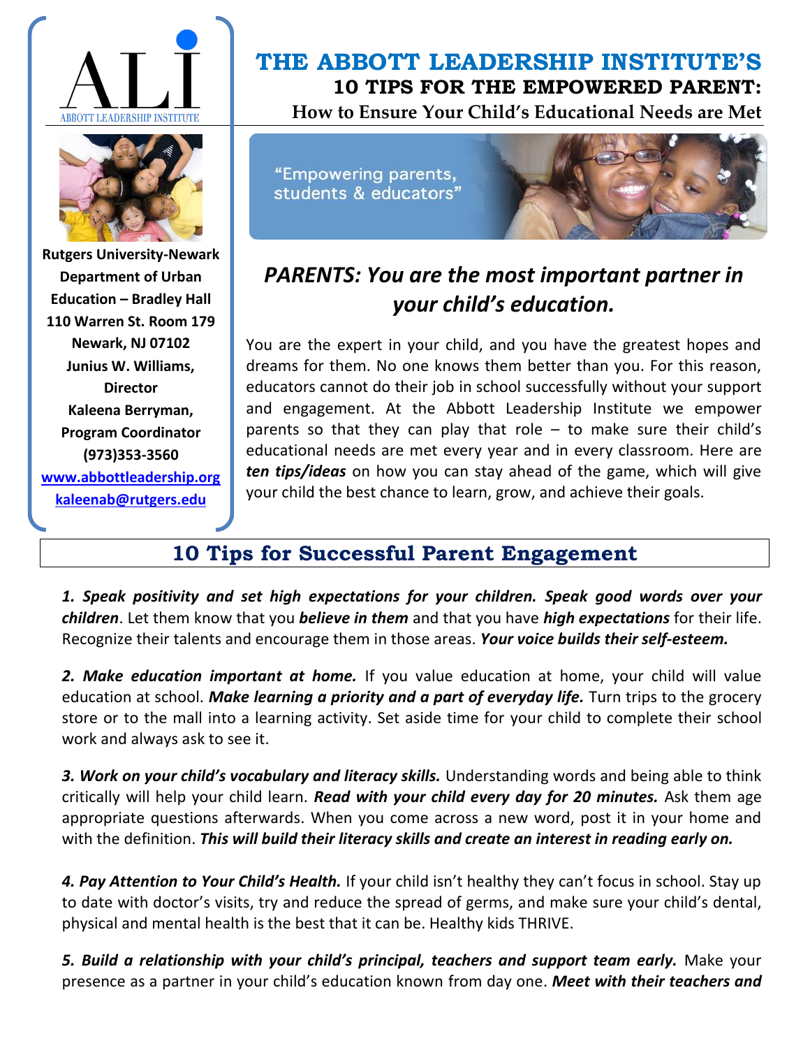ALI
ABBOTT LEADERSHIP INSTITUTE

**Rutgers University-Newark**
**Department of Urban Education – Bradley Hall**
**110 Warren St. Room 179**
**Newark, NJ 07102**
**Junius W. Williams, Director**
**Kaleena Berryman, Program Coordinator**
**(973)353-3560**
**www.abbottleadership.org**
**kaleenab@rutgers.edu**

# THE ABBOTT LEADERSHIP INSTITUTE'S
## 10 TIPS FOR THE EMPOWERED PARENT:
### How to Ensure Your Child's Educational Needs are Met

"Empowering parents, students & educators"

## *PARENTS: You are the most important partner in your child's education.*

You are the expert in your child, and you have the greatest hopes and dreams for them. No one knows them better than you. For this reason, educators cannot do their job in school successfully without your support and engagement. At the Abbott Leadership Institute we empower parents so that they can play that role – to make sure their child's educational needs are met every year and in every classroom. Here are ***ten tips/ideas*** on how you can stay ahead of the game, which will give your child the best chance to learn, grow, and achieve their goals.

## 10 Tips for Successful Parent Engagement

***1. Speak positivity and set high expectations for your children. Speak good words over your children***. Let them know that you ***believe in them*** and that you have ***high expectations*** for their life. Recognize their talents and encourage them in those areas. ***Your voice builds their self-esteem.***

***2. Make education important at home.*** If you value education at home, your child will value education at school. ***Make learning a priority and a part of everyday life.*** Turn trips to the grocery store or to the mall into a learning activity. Set aside time for your child to complete their school work and always ask to see it.

***3. Work on your child's vocabulary and literacy skills.*** Understanding words and being able to think critically will help your child learn. ***Read with your child every day for 20 minutes.*** Ask them age appropriate questions afterwards. When you come across a new word, post it in your home and with the definition. ***This will build their literacy skills and create an interest in reading early on.***

***4. Pay Attention to Your Child's Health.*** If your child isn't healthy they can't focus in school. Stay up to date with doctor's visits, try and reduce the spread of germs, and make sure your child's dental, physical and mental health is the best that it can be. Healthy kids THRIVE.

***5. Build a relationship with your child's principal, teachers and support team early.*** Make your presence as a partner in your child's education known from day one. ***Meet with their teachers and***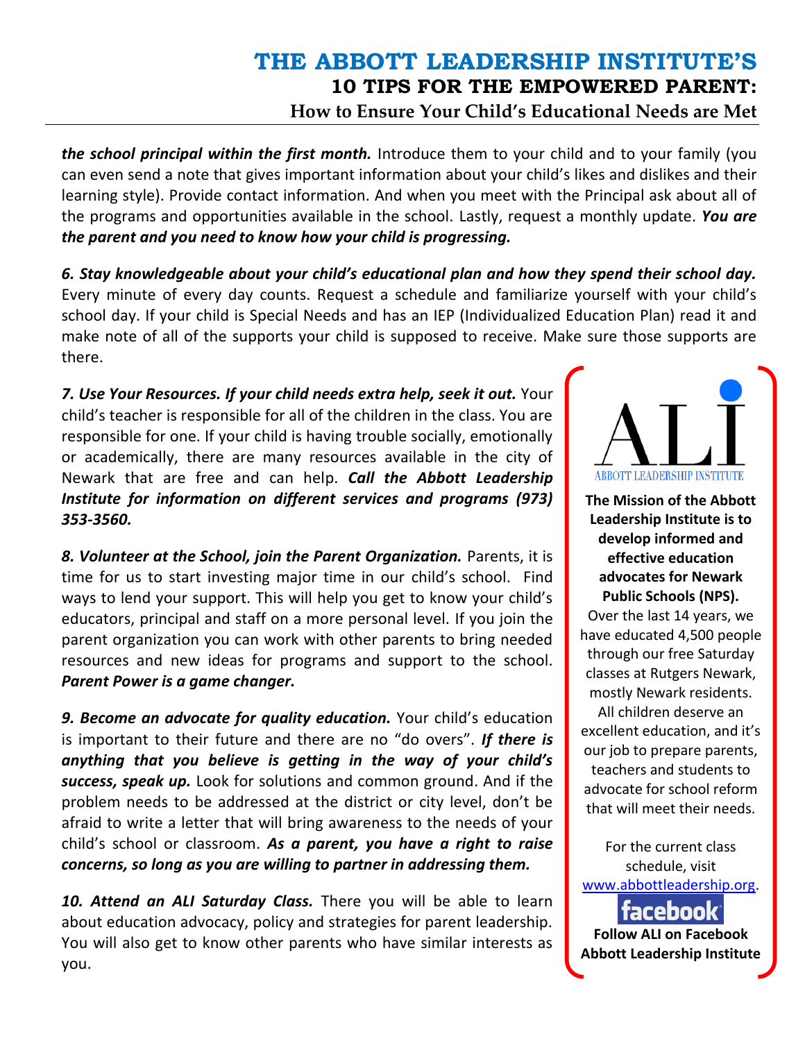# THE ABBOTT LEADERSHIP INSTITUTE'S

## 10 TIPS FOR THE EMPOWERED PARENT:

### How to Ensure Your Child's Educational Needs are Met

***the school principal within the first month.*** Introduce them to your child and to your family (you can even send a note that gives important information about your child's likes and dislikes and their learning style). Provide contact information. And when you meet with the Principal ask about all of the programs and opportunities available in the school. Lastly, request a monthly update. ***You are the parent and you need to know how your child is progressing.***

***6. Stay knowledgeable about your child's educational plan and how they spend their school day.*** Every minute of every day counts. Request a schedule and familiarize yourself with your child's school day. If your child is Special Needs and has an IEP (Individualized Education Plan) read it and make note of all of the supports your child is supposed to receive. Make sure those supports are there.

***7. Use Your Resources. If your child needs extra help, seek it out.*** Your child's teacher is responsible for all of the children in the class. You are responsible for one. If your child is having trouble socially, emotionally or academically, there are many resources available in the city of Newark that are free and can help. ***Call the Abbott Leadership Institute for information on different services and programs (973) 353-3560.***

***8. Volunteer at the School, join the Parent Organization.*** Parents, it is time for us to start investing major time in our child's school. Find ways to lend your support. This will help you get to know your child's educators, principal and staff on a more personal level. If you join the parent organization you can work with other parents to bring needed resources and new ideas for programs and support to the school. ***Parent Power is a game changer.***

***9. Become an advocate for quality education.*** Your child's education is important to their future and there are no "do overs". ***If there is anything that you believe is getting in the way of your child's success, speak up.*** Look for solutions and common ground. And if the problem needs to be addressed at the district or city level, don't be afraid to write a letter that will bring awareness to the needs of your child's school or classroom. ***As a parent, you have a right to raise concerns, so long as you are willing to partner in addressing them.***

***10. Attend an ALI Saturday Class.*** There you will be able to learn about education advocacy, policy and strategies for parent leadership. You will also get to know other parents who have similar interests as you.

ALI

ABBOTT LEADERSHIP INSTITUTE

**The Mission of the Abbott Leadership Institute is to develop informed and effective education advocates for Newark Public Schools (NPS).** Over the last 14 years, we have educated 4,500 people through our free Saturday classes at Rutgers Newark, mostly Newark residents. All children deserve an excellent education, and it's our job to prepare parents, teachers and students to advocate for school reform that will meet their needs.

For the current class schedule, visit www.abbottleadership.org.

facebook

**Follow ALI on Facebook Abbott Leadership Institute**